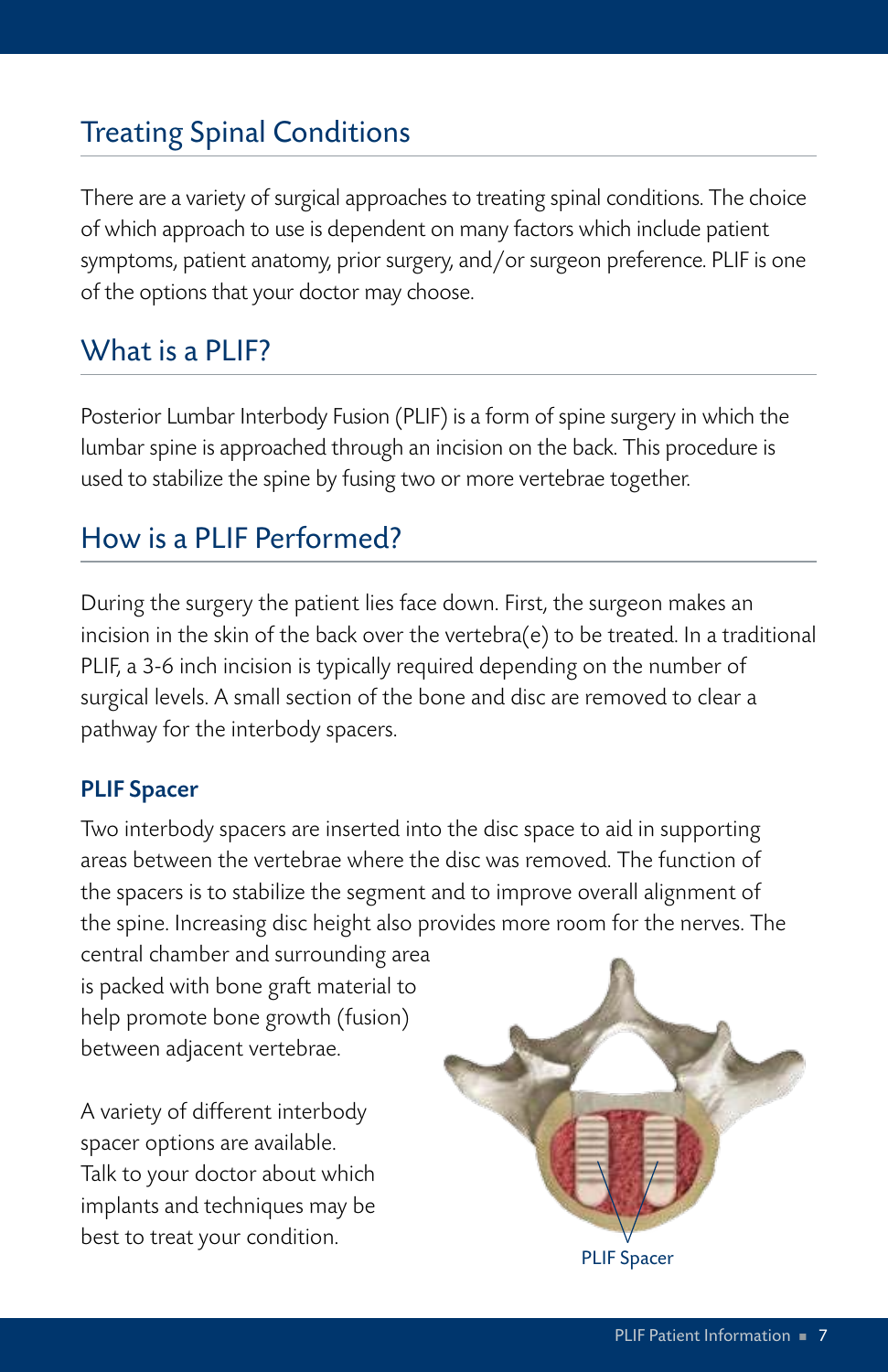## Treating Spinal Conditions

There are a variety of surgical approaches to treating spinal conditions. The choice of which approach to use is dependent on many factors which include patient symptoms, patient anatomy, prior surgery, and/or surgeon preference. PLIF is one of the options that your doctor may choose.

## What is a PLIF?

Posterior Lumbar Interbody Fusion (PLIF) is a form of spine surgery in which the lumbar spine is approached through an incision on the back. This procedure is used to stabilize the spine by fusing two or more vertebrae together.

## How is a PLIF Performed?

During the surgery the patient lies face down. First, the surgeon makes an incision in the skin of the back over the vertebra(e) to be treated. In a traditional PLIF, a 3-6 inch incision is typically required depending on the number of surgical levels. A small section of the bone and disc are removed to clear a pathway for the interbody spacers.

### PLIF Spacer

Two interbody spacers are inserted into the disc space to aid in supporting areas between the vertebrae where the disc was removed. The function of the spacers is to stabilize the segment and to improve overall alignment of the spine. Increasing disc height also provides more room for the nerves. The central chamber and surrounding area is packed with bone graft material to help promote bone growth (fusion) between adjacent vertebrae.

A variety of different interbody spacer options are available. Talk to your doctor about which implants and techniques may be best to treat your condition.

PLIF Spacer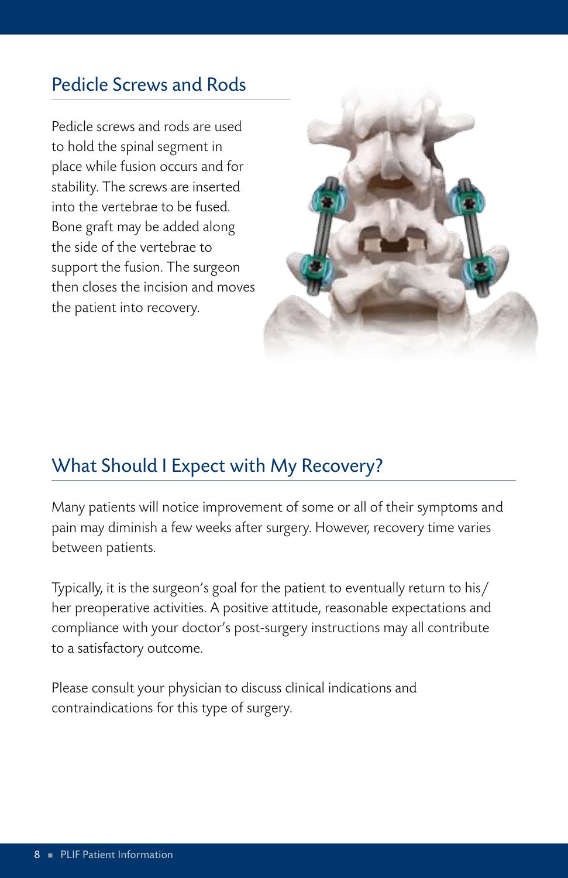## Pedicle Screws and Rods

Pedicle screws and rods are used to hold the spinal segment in place while fusion occurs and for stability. The screws are inserted into the vertebrae to be fused. Bone graft may be added along the side of the vertebrae to support the fusion. The surgeon then closes the incision and moves the patient into recovery.

## What Should I Expect with My Recovery?

Many patients will notice improvement of some or all of their symptoms and pain may diminish a few weeks after surgery. However, recovery time varies between patients.

Typically, it is the surgeon's goal for the patient to eventually return to his/her preoperative activities. A positive attitude, reasonable expectations and compliance with your doctor's post-surgery instructions may all contribute to a satisfactory outcome.

Please consult your physician to discuss clinical indications and contraindications for this type of surgery.